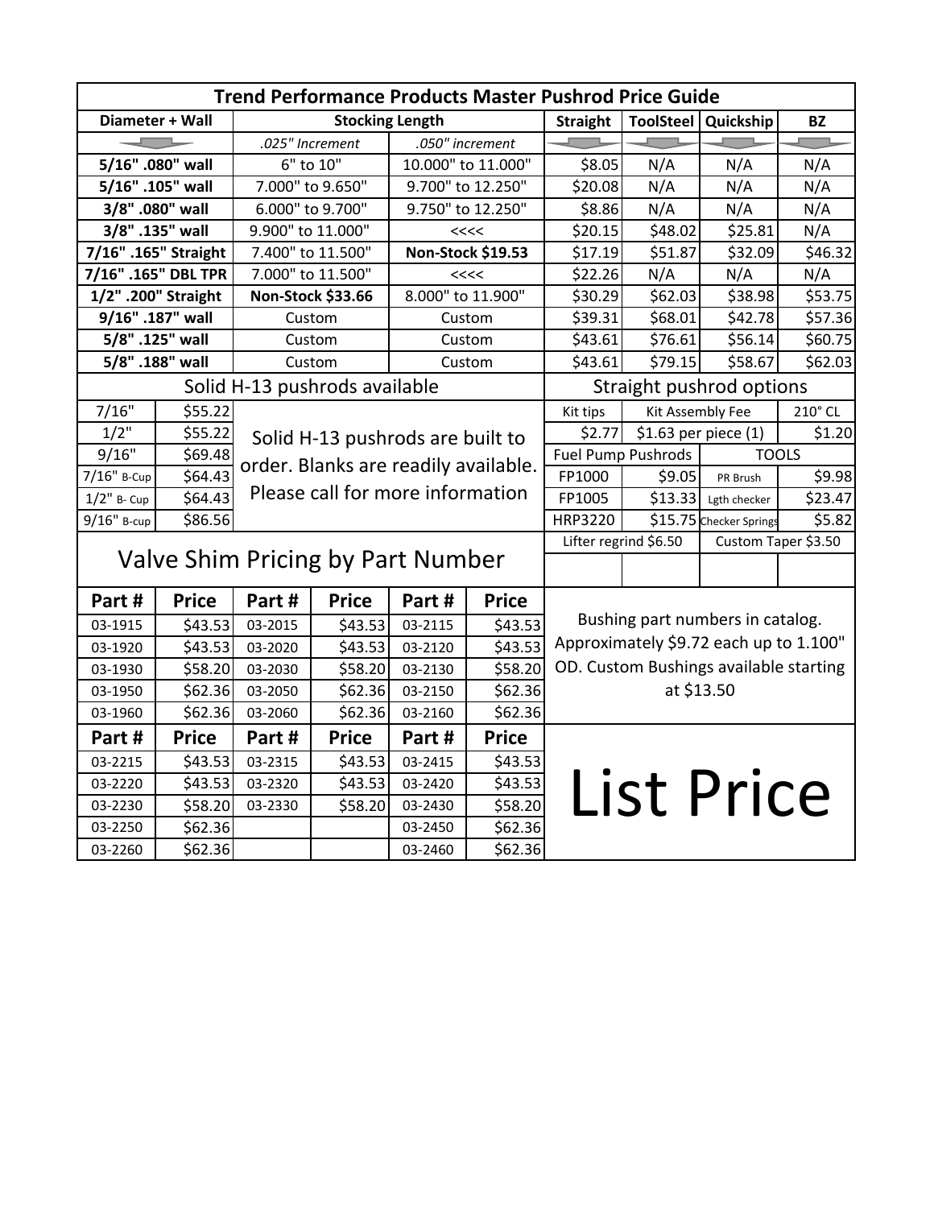# Trend Performance Products Master Pushrod Price Guide

| Diameter + Wall | Stocking Length | | Straight | ToolSteel | Quickship | BZ |
|---|---|---|---|---|---|---|
| | *.025" Increment* | *.050" increment* | | | | |
| **5/16" .080" wall** | 6" to 10" | 10.000" to 11.000" | $8.05 | N/A | N/A | N/A |
| **5/16" .105" wall** | 7.000" to 9.650" | 9.700" to 12.250" | $20.08 | N/A | N/A | N/A |
| **3/8" .080" wall** | 6.000" to 9.700" | 9.750" to 12.250" | $8.86 | N/A | N/A | N/A |
| **3/8" .135" wall** | 9.900" to 11.000" | <<<< | $20.15 | $48.02 | $25.81 | N/A |
| **7/16" .165" Straight** | 7.400" to 11.500" | **Non-Stock $19.53** | $17.19 | $51.87 | $32.09 | $46.32 |
| **7/16" .165" DBL TPR** | 7.000" to 11.500" | <<<< | $22.26 | N/A | N/A | N/A |
| **1/2" .200" Straight** | **Non-Stock $33.66** | 8.000" to 11.900" | $30.29 | $62.03 | $38.98 | $53.75 |
| **9/16" .187" wall** | Custom | Custom | $39.31 | $68.01 | $42.78 | $57.36 |
| **5/8" .125" wall** | Custom | Custom | $43.61 | $76.61 | $56.14 | $60.75 |
| **5/8" .188" wall** | Custom | Custom | $43.61 | $79.15 | $58.67 | $62.03 |

## Solid H-13 pushrods available

| Size | Price |
|---|---|
| 7/16" | $55.22 |
| 1/2" | $55.22 |
| 9/16" | $69.48 |
| 7/16" B-Cup | $64.43 |
| 1/2" B- Cup | $64.43 |
| 9/16" B-cup | $86.56 |

Solid H-13 pushrods are built to order. Blanks are readily available. Please call for more information

## Straight pushrod options

| Kit tips | Kit Assembly Fee | | 210° CL |
|---|---|---|---|
| $2.77 | $1.63 per piece (1) | | $1.20 |
| **Fuel Pump Pushrods** | | **TOOLS** | |
| FP1000 | $9.05 | PR Brush | $9.98 |
| FP1005 | $13.33 | Lgth checker | $23.47 |
| HRP3220 | $15.75 | Checker Springs | $5.82 |
| Lifter regrind $6.50 | | Custom Taper $3.50 | |

## Valve Shim Pricing by Part Number

| Part # | Price | Part # | Price | Part # | Price |
|---|---|---|---|---|---|
| 03-1915 | $43.53 | 03-2015 | $43.53 | 03-2115 | $43.53 |
| 03-1920 | $43.53 | 03-2020 | $43.53 | 03-2120 | $43.53 |
| 03-1930 | $58.20 | 03-2030 | $58.20 | 03-2130 | $58.20 |
| 03-1950 | $62.36 | 03-2050 | $62.36 | 03-2150 | $62.36 |
| 03-1960 | $62.36 | 03-2060 | $62.36 | 03-2160 | $62.36 |
| **Part #** | **Price** | **Part #** | **Price** | **Part #** | **Price** |
| 03-2215 | $43.53 | 03-2315 | $43.53 | 03-2415 | $43.53 |
| 03-2220 | $43.53 | 03-2320 | $43.53 | 03-2420 | $43.53 |
| 03-2230 | $58.20 | 03-2330 | $58.20 | 03-2430 | $58.20 |
| 03-2250 | $62.36 | | | 03-2450 | $62.36 |
| 03-2260 | $62.36 | | | 03-2460 | $62.36 |

Bushing part numbers in catalog. Approximately $9.72 each up to 1.100" OD. Custom Bushings available starting at $13.50

# List Price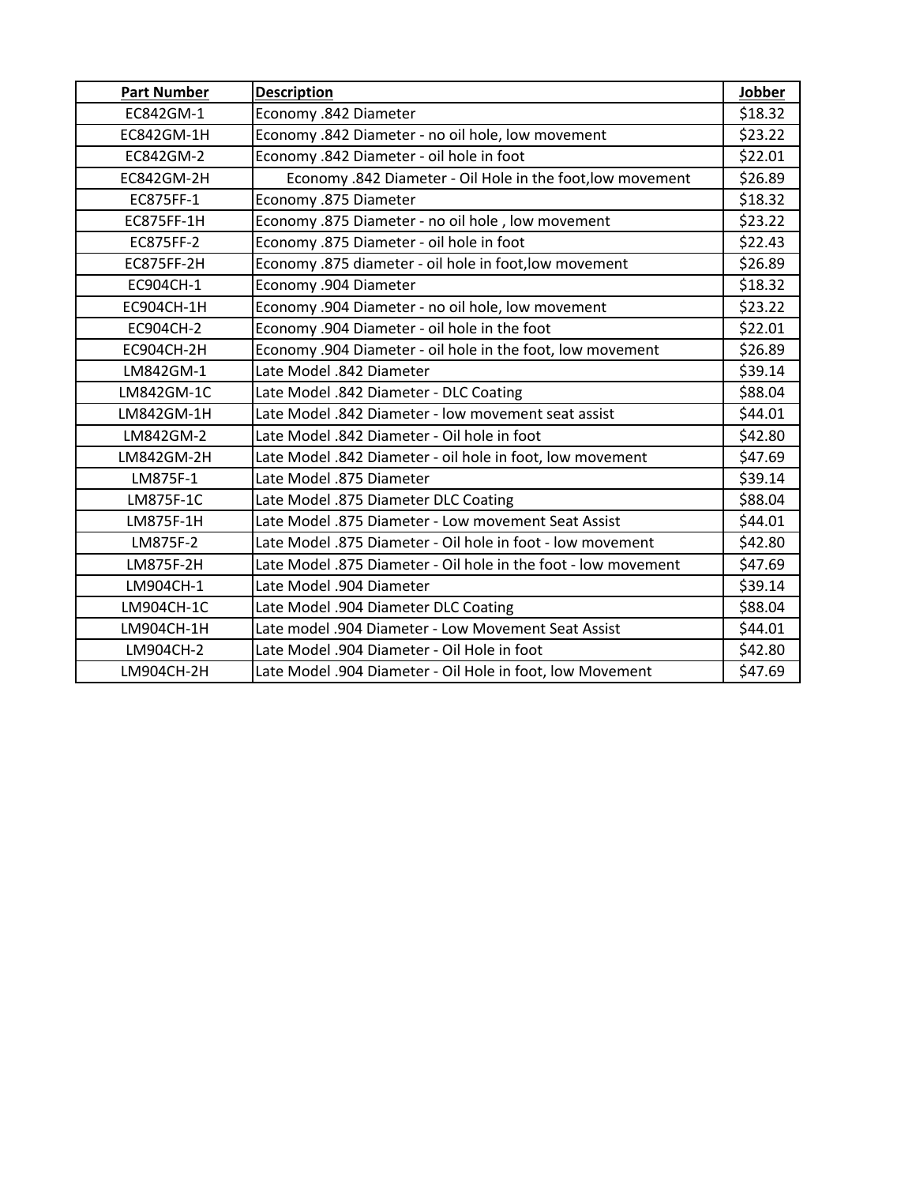| Part Number | Description | Jobber |
|---|---|---|
| EC842GM-1 | Economy .842 Diameter | $18.32 |
| EC842GM-1H | Economy .842 Diameter - no oil hole, low movement | $23.22 |
| EC842GM-2 | Economy .842 Diameter - oil hole in foot | $22.01 |
| EC842GM-2H | Economy .842 Diameter - Oil Hole in the foot,low movement | $26.89 |
| EC875FF-1 | Economy .875 Diameter | $18.32 |
| EC875FF-1H | Economy .875 Diameter - no oil hole , low movement | $23.22 |
| EC875FF-2 | Economy .875 Diameter - oil hole in foot | $22.43 |
| EC875FF-2H | Economy .875 diameter - oil hole in foot,low movement | $26.89 |
| EC904CH-1 | Economy .904 Diameter | $18.32 |
| EC904CH-1H | Economy .904 Diameter - no oil hole, low movement | $23.22 |
| EC904CH-2 | Economy .904 Diameter - oil hole in the foot | $22.01 |
| EC904CH-2H | Economy .904 Diameter - oil hole in the foot, low movement | $26.89 |
| LM842GM-1 | Late Model .842 Diameter | $39.14 |
| LM842GM-1C | Late Model .842 Diameter - DLC Coating | $88.04 |
| LM842GM-1H | Late Model .842 Diameter - low movement seat assist | $44.01 |
| LM842GM-2 | Late Model .842 Diameter - Oil hole in foot | $42.80 |
| LM842GM-2H | Late Model .842 Diameter - oil hole in foot, low movement | $47.69 |
| LM875F-1 | Late Model .875 Diameter | $39.14 |
| LM875F-1C | Late Model .875 Diameter DLC Coating | $88.04 |
| LM875F-1H | Late Model .875 Diameter - Low movement Seat Assist | $44.01 |
| LM875F-2 | Late Model .875 Diameter - Oil hole in foot - low movement | $42.80 |
| LM875F-2H | Late Model .875 Diameter - Oil hole in the foot - low movement | $47.69 |
| LM904CH-1 | Late Model .904 Diameter | $39.14 |
| LM904CH-1C | Late Model .904 Diameter DLC Coating | $88.04 |
| LM904CH-1H | Late model .904 Diameter - Low Movement Seat Assist | $44.01 |
| LM904CH-2 | Late Model .904 Diameter - Oil Hole in foot | $42.80 |
| LM904CH-2H | Late Model .904 Diameter - Oil Hole in foot, low Movement | $47.69 |